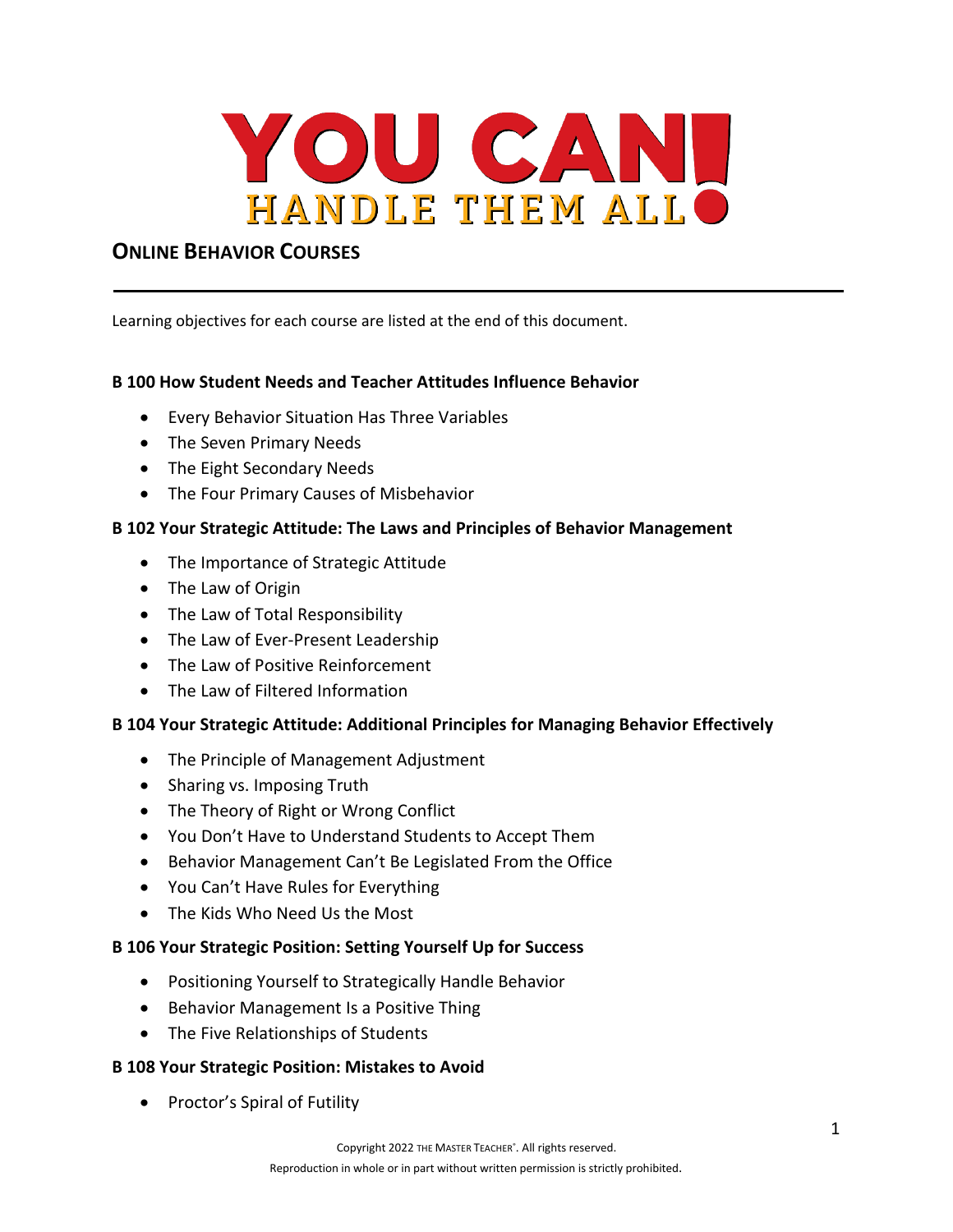# YOU CAN! HANDLE THEM ALL

## ONLINE BEHAVIOR COURSES

Learning objectives for each course are listed at the end of this document.

### B 100 How Student Needs and Teacher Attitudes Influence Behavior

- Every Behavior Situation Has Three Variables
- The Seven Primary Needs
- The Eight Secondary Needs
- The Four Primary Causes of Misbehavior

### B 102 Your Strategic Attitude: The Laws and Principles of Behavior Management

- The Importance of Strategic Attitude
- The Law of Origin
- The Law of Total Responsibility
- The Law of Ever-Present Leadership
- The Law of Positive Reinforcement
- The Law of Filtered Information

### B 104 Your Strategic Attitude: Additional Principles for Managing Behavior Effectively

- The Principle of Management Adjustment
- Sharing vs. Imposing Truth
- The Theory of Right or Wrong Conflict
- You Don't Have to Understand Students to Accept Them
- Behavior Management Can't Be Legislated From the Office
- You Can't Have Rules for Everything
- The Kids Who Need Us the Most

### B 106 Your Strategic Position: Setting Yourself Up for Success

- Positioning Yourself to Strategically Handle Behavior
- Behavior Management Is a Positive Thing
- The Five Relationships of Students

### B 108 Your Strategic Position: Mistakes to Avoid

- Proctor's Spiral of Futility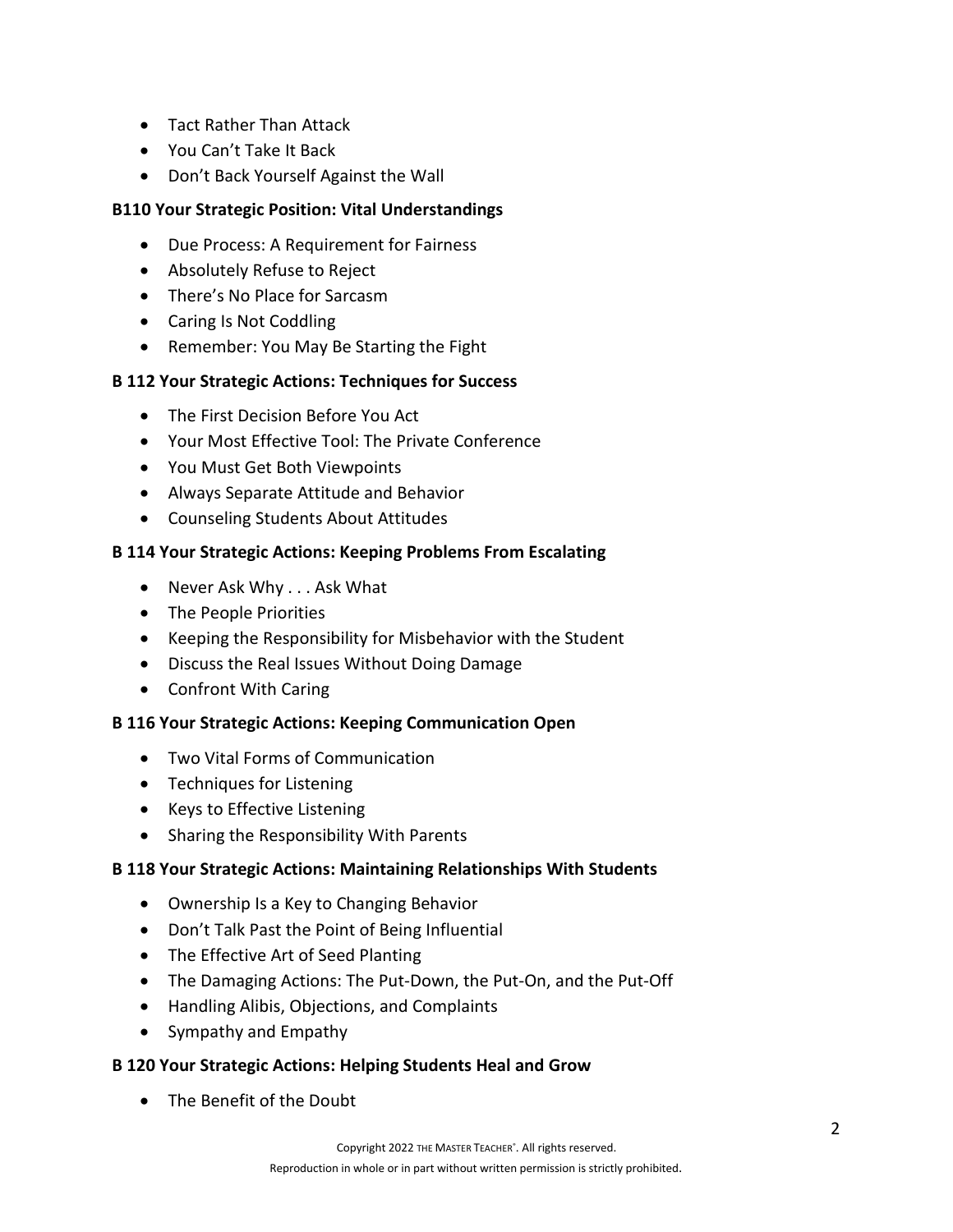- Tact Rather Than Attack
- You Can't Take It Back
- Don't Back Yourself Against the Wall

**B110 Your Strategic Position: Vital Understandings**

- Due Process: A Requirement for Fairness
- Absolutely Refuse to Reject
- There's No Place for Sarcasm
- Caring Is Not Coddling
- Remember: You May Be Starting the Fight

**B 112 Your Strategic Actions: Techniques for Success**

- The First Decision Before You Act
- Your Most Effective Tool: The Private Conference
- You Must Get Both Viewpoints
- Always Separate Attitude and Behavior
- Counseling Students About Attitudes

**B 114 Your Strategic Actions: Keeping Problems From Escalating**

- Never Ask Why . . . Ask What
- The People Priorities
- Keeping the Responsibility for Misbehavior with the Student
- Discuss the Real Issues Without Doing Damage
- Confront With Caring

**B 116 Your Strategic Actions: Keeping Communication Open**

- Two Vital Forms of Communication
- Techniques for Listening
- Keys to Effective Listening
- Sharing the Responsibility With Parents

**B 118 Your Strategic Actions: Maintaining Relationships With Students**

- Ownership Is a Key to Changing Behavior
- Don't Talk Past the Point of Being Influential
- The Effective Art of Seed Planting
- The Damaging Actions: The Put-Down, the Put-On, and the Put-Off
- Handling Alibis, Objections, and Complaints
- Sympathy and Empathy

**B 120 Your Strategic Actions: Helping Students Heal and Grow**

- The Benefit of the Doubt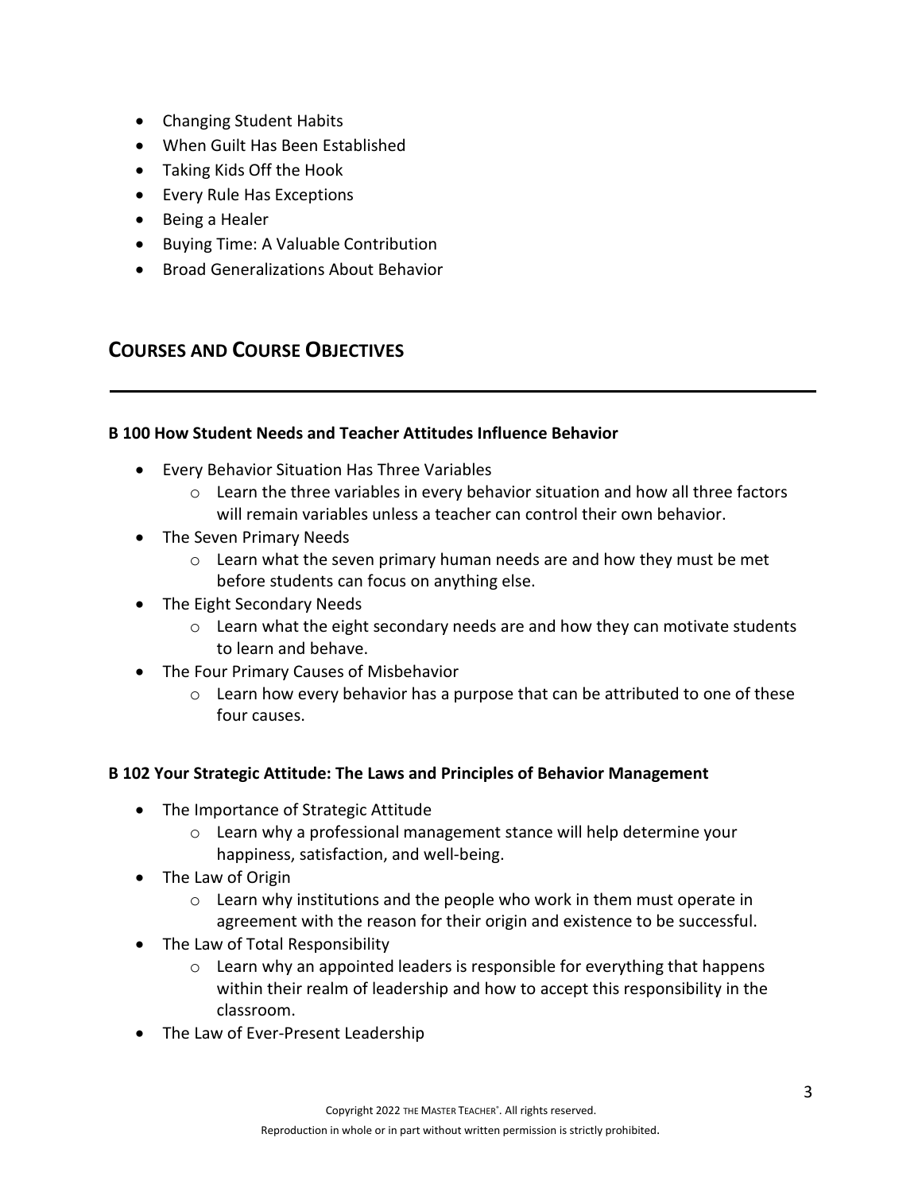- Changing Student Habits
- When Guilt Has Been Established
- Taking Kids Off the Hook
- Every Rule Has Exceptions
- Being a Healer
- Buying Time: A Valuable Contribution
- Broad Generalizations About Behavior

## COURSES AND COURSE OBJECTIVES

---

**B 100 How Student Needs and Teacher Attitudes Influence Behavior**

- Every Behavior Situation Has Three Variables
    - Learn the three variables in every behavior situation and how all three factors will remain variables unless a teacher can control their own behavior.
- The Seven Primary Needs
    - Learn what the seven primary human needs are and how they must be met before students can focus on anything else.
- The Eight Secondary Needs
    - Learn what the eight secondary needs are and how they can motivate students to learn and behave.
- The Four Primary Causes of Misbehavior
    - Learn how every behavior has a purpose that can be attributed to one of these four causes.

**B 102 Your Strategic Attitude: The Laws and Principles of Behavior Management**

- The Importance of Strategic Attitude
    - Learn why a professional management stance will help determine your happiness, satisfaction, and well-being.
- The Law of Origin
    - Learn why institutions and the people who work in them must operate in agreement with the reason for their origin and existence to be successful.
- The Law of Total Responsibility
    - Learn why an appointed leaders is responsible for everything that happens within their realm of leadership and how to accept this responsibility in the classroom.
- The Law of Ever-Present Leadership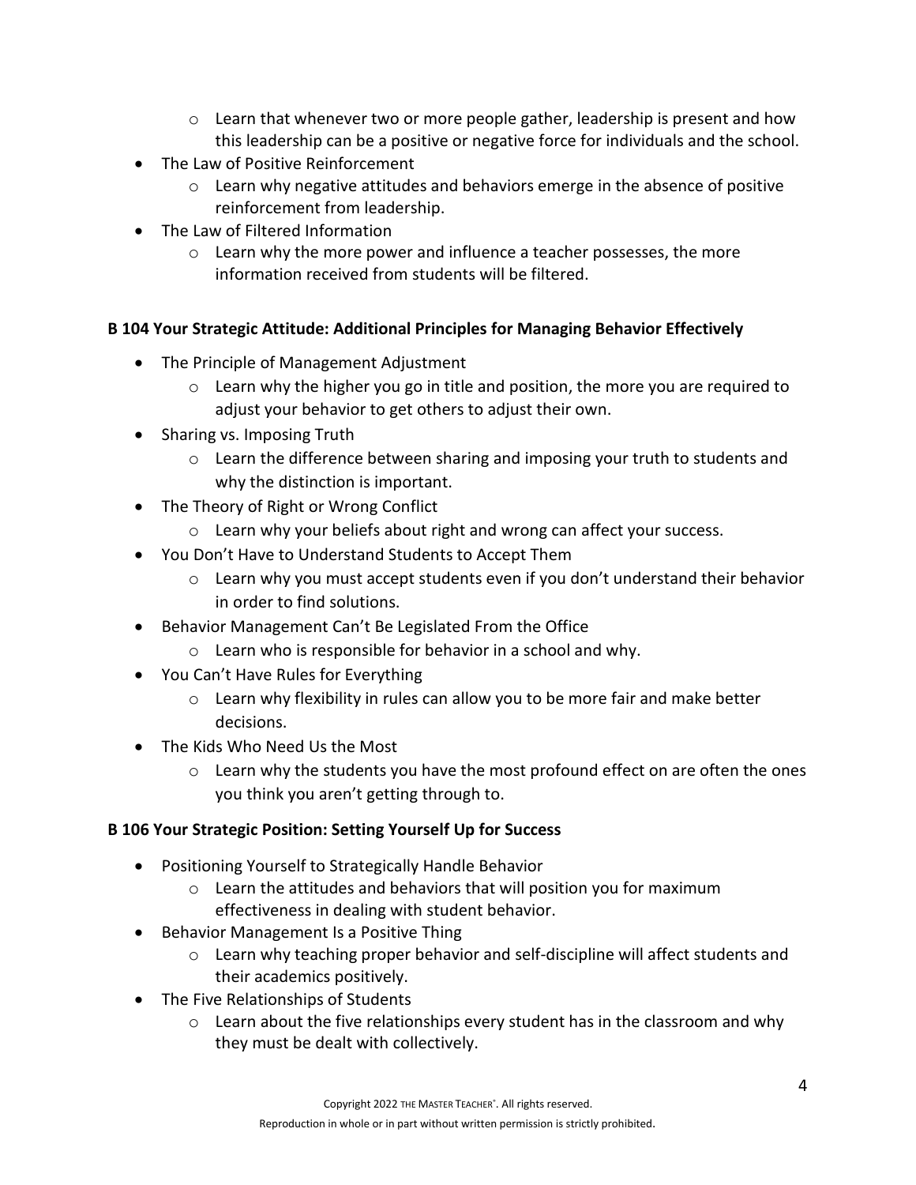- Learn that whenever two or more people gather, leadership is present and how this leadership can be a positive or negative force for individuals and the school.
- The Law of Positive Reinforcement
   - Learn why negative attitudes and behaviors emerge in the absence of positive reinforcement from leadership.
- The Law of Filtered Information
   - Learn why the more power and influence a teacher possesses, the more information received from students will be filtered.

**B 104 Your Strategic Attitude: Additional Principles for Managing Behavior Effectively**

- The Principle of Management Adjustment
   - Learn why the higher you go in title and position, the more you are required to adjust your behavior to get others to adjust their own.
- Sharing vs. Imposing Truth
   - Learn the difference between sharing and imposing your truth to students and why the distinction is important.
- The Theory of Right or Wrong Conflict
   - Learn why your beliefs about right and wrong can affect your success.
- You Don't Have to Understand Students to Accept Them
   - Learn why you must accept students even if you don't understand their behavior in order to find solutions.
- Behavior Management Can't Be Legislated From the Office
   - Learn who is responsible for behavior in a school and why.
- You Can't Have Rules for Everything
   - Learn why flexibility in rules can allow you to be more fair and make better decisions.
- The Kids Who Need Us the Most
   - Learn why the students you have the most profound effect on are often the ones you think you aren't getting through to.

**B 106 Your Strategic Position: Setting Yourself Up for Success**

- Positioning Yourself to Strategically Handle Behavior
   - Learn the attitudes and behaviors that will position you for maximum effectiveness in dealing with student behavior.
- Behavior Management Is a Positive Thing
   - Learn why teaching proper behavior and self-discipline will affect students and their academics positively.
- The Five Relationships of Students
   - Learn about the five relationships every student has in the classroom and why they must be dealt with collectively.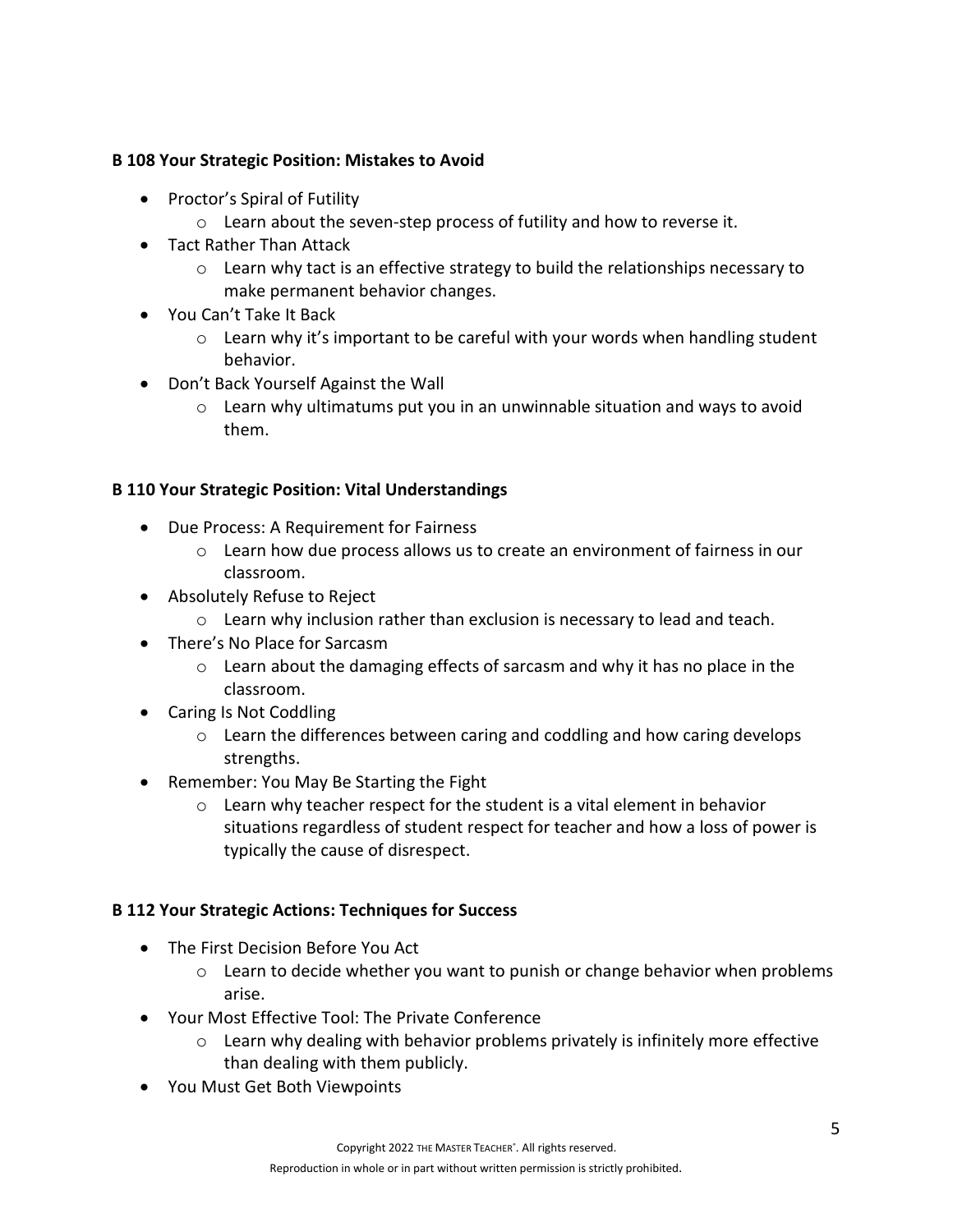**B 108 Your Strategic Position: Mistakes to Avoid**

- Proctor's Spiral of Futility
  - Learn about the seven-step process of futility and how to reverse it.
- Tact Rather Than Attack
  - Learn why tact is an effective strategy to build the relationships necessary to make permanent behavior changes.
- You Can't Take It Back
  - Learn why it's important to be careful with your words when handling student behavior.
- Don't Back Yourself Against the Wall
  - Learn why ultimatums put you in an unwinnable situation and ways to avoid them.

**B 110 Your Strategic Position: Vital Understandings**

- Due Process: A Requirement for Fairness
  - Learn how due process allows us to create an environment of fairness in our classroom.
- Absolutely Refuse to Reject
  - Learn why inclusion rather than exclusion is necessary to lead and teach.
- There's No Place for Sarcasm
  - Learn about the damaging effects of sarcasm and why it has no place in the classroom.
- Caring Is Not Coddling
  - Learn the differences between caring and coddling and how caring develops strengths.
- Remember: You May Be Starting the Fight
  - Learn why teacher respect for the student is a vital element in behavior situations regardless of student respect for teacher and how a loss of power is typically the cause of disrespect.

**B 112 Your Strategic Actions: Techniques for Success**

- The First Decision Before You Act
  - Learn to decide whether you want to punish or change behavior when problems arise.
- Your Most Effective Tool: The Private Conference
  - Learn why dealing with behavior problems privately is infinitely more effective than dealing with them publicly.
- You Must Get Both Viewpoints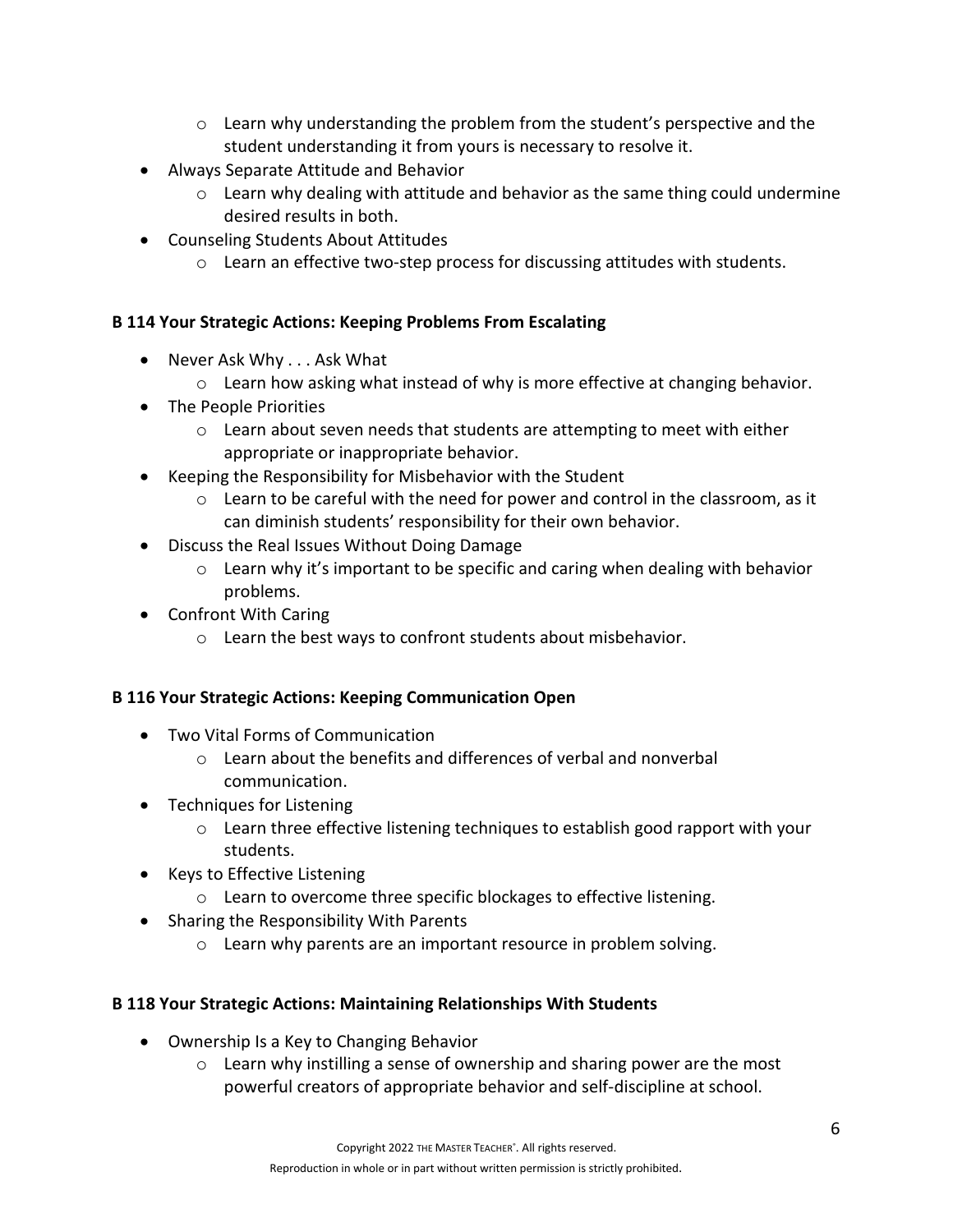- Learn why understanding the problem from the student's perspective and the student understanding it from yours is necessary to resolve it.
- Always Separate Attitude and Behavior
  - Learn why dealing with attitude and behavior as the same thing could undermine desired results in both.
- Counseling Students About Attitudes
  - Learn an effective two-step process for discussing attitudes with students.

**B 114 Your Strategic Actions: Keeping Problems From Escalating**

- Never Ask Why . . . Ask What
  - Learn how asking what instead of why is more effective at changing behavior.
- The People Priorities
  - Learn about seven needs that students are attempting to meet with either appropriate or inappropriate behavior.
- Keeping the Responsibility for Misbehavior with the Student
  - Learn to be careful with the need for power and control in the classroom, as it can diminish students' responsibility for their own behavior.
- Discuss the Real Issues Without Doing Damage
  - Learn why it's important to be specific and caring when dealing with behavior problems.
- Confront With Caring
  - Learn the best ways to confront students about misbehavior.

**B 116 Your Strategic Actions: Keeping Communication Open**

- Two Vital Forms of Communication
  - Learn about the benefits and differences of verbal and nonverbal communication.
- Techniques for Listening
  - Learn three effective listening techniques to establish good rapport with your students.
- Keys to Effective Listening
  - Learn to overcome three specific blockages to effective listening.
- Sharing the Responsibility With Parents
  - Learn why parents are an important resource in problem solving.

**B 118 Your Strategic Actions: Maintaining Relationships With Students**

- Ownership Is a Key to Changing Behavior
  - Learn why instilling a sense of ownership and sharing power are the most powerful creators of appropriate behavior and self-discipline at school.

Copyright 2022 THE MASTER TEACHER®. All rights reserved.

Reproduction in whole or in part without written permission is strictly prohibited.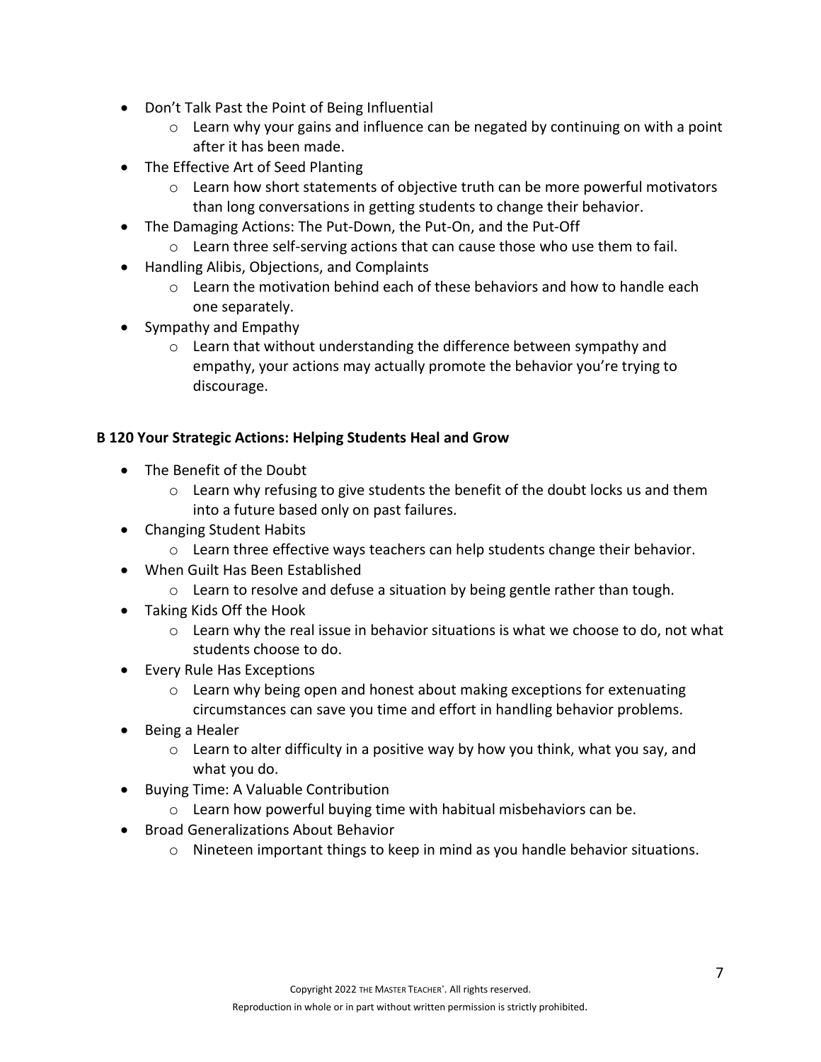- Don't Talk Past the Point of Being Influential
    - Learn why your gains and influence can be negated by continuing on with a point after it has been made.
- The Effective Art of Seed Planting
    - Learn how short statements of objective truth can be more powerful motivators than long conversations in getting students to change their behavior.
- The Damaging Actions: The Put-Down, the Put-On, and the Put-Off
    - Learn three self-serving actions that can cause those who use them to fail.
- Handling Alibis, Objections, and Complaints
    - Learn the motivation behind each of these behaviors and how to handle each one separately.
- Sympathy and Empathy
    - Learn that without understanding the difference between sympathy and empathy, your actions may actually promote the behavior you're trying to discourage.

**B 120 Your Strategic Actions: Helping Students Heal and Grow**

- The Benefit of the Doubt
    - Learn why refusing to give students the benefit of the doubt locks us and them into a future based only on past failures.
- Changing Student Habits
    - Learn three effective ways teachers can help students change their behavior.
- When Guilt Has Been Established
    - Learn to resolve and defuse a situation by being gentle rather than tough.
- Taking Kids Off the Hook
    - Learn why the real issue in behavior situations is what we choose to do, not what students choose to do.
- Every Rule Has Exceptions
    - Learn why being open and honest about making exceptions for extenuating circumstances can save you time and effort in handling behavior problems.
- Being a Healer
    - Learn to alter difficulty in a positive way by how you think, what you say, and what you do.
- Buying Time: A Valuable Contribution
    - Learn how powerful buying time with habitual misbehaviors can be.
- Broad Generalizations About Behavior
    - Nineteen important things to keep in mind as you handle behavior situations.